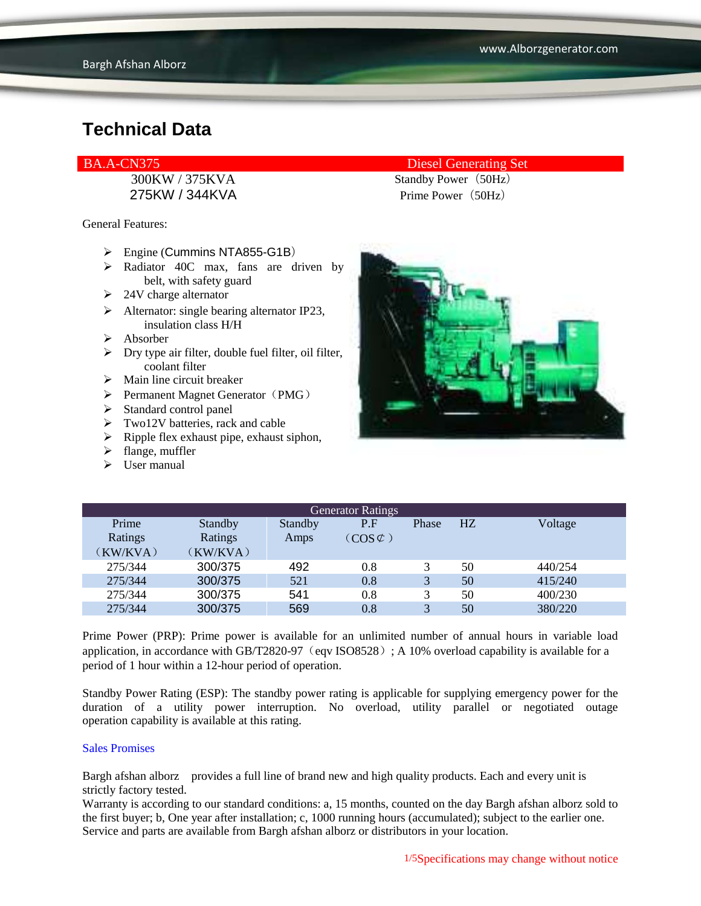# Technical Data

| BA.A-CN375 | Diesel Generating Set |
|---|---|
| 300KW / 375KVA | Standby Power（50Hz） |
| 275KW / 344KVA | Prime Power（50Hz） |

General Features:

- Engine (Cummins NTA855-G1B）
- Radiator 40C max, fans are driven by belt, with safety guard
- 24V charge alternator
- Alternator: single bearing alternator IP23, insulation class H/H
- Absorber
- Dry type air filter, double fuel filter, oil filter, coolant filter
- Main line circuit breaker
- Permanent Magnet Generator（PMG）
- Standard control panel
- Two12V batteries, rack and cable
- Ripple flex exhaust pipe, exhaust siphon,
- flange, muffler
- User manual

| Generator Ratings | | | | | | |
|---|---|---|---|---|---|---|
| Prime Ratings（KW/KVA） | Standby Ratings（KW/KVA） | Standby Amps | P.F（COS¢） | Phase | HZ | Voltage |
| 275/344 | 300/375 | 492 | 0.8 | 3 | 50 | 440/254 |
| 275/344 | 300/375 | 521 | 0.8 | 3 | 50 | 415/240 |
| 275/344 | 300/375 | 541 | 0.8 | 3 | 50 | 400/230 |
| 275/344 | 300/375 | 569 | 0.8 | 3 | 50 | 380/220 |

Prime Power (PRP): Prime power is available for an unlimited number of annual hours in variable load application, in accordance with GB/T2820-97（eqv ISO8528）; A 10% overload capability is available for a period of 1 hour within a 12-hour period of operation.

Standby Power Rating (ESP): The standby power rating is applicable for supplying emergency power for the duration of a utility power interruption. No overload, utility parallel or negotiated outage operation capability is available at this rating.

Sales Promises

Bargh afshan alborz provides a full line of brand new and high quality products. Each and every unit is strictly factory tested.
Warranty is according to our standard conditions: a, 15 months, counted on the day Bargh afshan alborz sold to the first buyer; b, One year after installation; c, 1000 running hours (accumulated); subject to the earlier one.
Service and parts are available from Bargh afshan alborz or distributors in your location.

Specifications may change without notice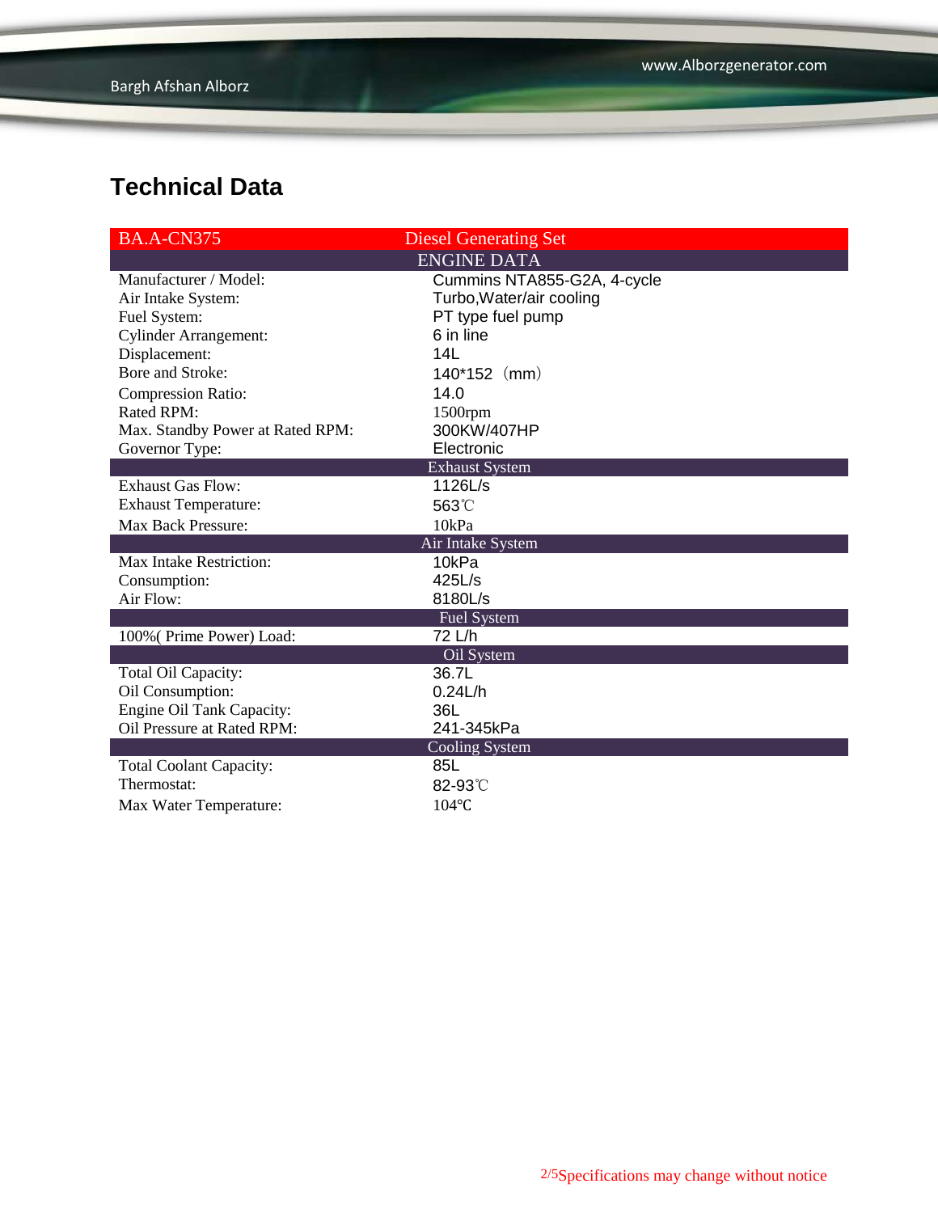# Technical Data

| BA.A-CN375 | Diesel Generating Set |
|---|---|
| **ENGINE DATA** | |
| Manufacturer / Model: | Cummins NTA855-G2A, 4-cycle |
| Air Intake System: | Turbo,Water/air cooling |
| Fuel System: | PT type fuel pump |
| Cylinder Arrangement: | 6 in line |
| Displacement: | 14L |
| Bore and Stroke: | 140*152（mm） |
| Compression Ratio: | 14.0 |
| Rated RPM: | 1500rpm |
| Max. Standby Power at Rated RPM: | 300KW/407HP |
| Governor Type: | Electronic |
| **Exhaust System** | |
| Exhaust Gas Flow: | 1126L/s |
| Exhaust Temperature: | 563℃ |
| Max Back Pressure: | 10kPa |
| **Air Intake System** | |
| Max Intake Restriction: | 10kPa |
| Consumption: | 425L/s |
| Air Flow: | 8180L/s |
| **Fuel System** | |
| 100%( Prime Power) Load: | 72 L/h |
| **Oil System** | |
| Total Oil Capacity: | 36.7L |
| Oil Consumption: | 0.24L/h |
| Engine Oil Tank Capacity: | 36L |
| Oil Pressure at Rated RPM: | 241-345kPa |
| **Cooling System** | |
| Total Coolant Capacity: | 85L |
| Thermostat: | 82-93℃ |
| Max Water Temperature: | 104℃ |

Specifications may change without notice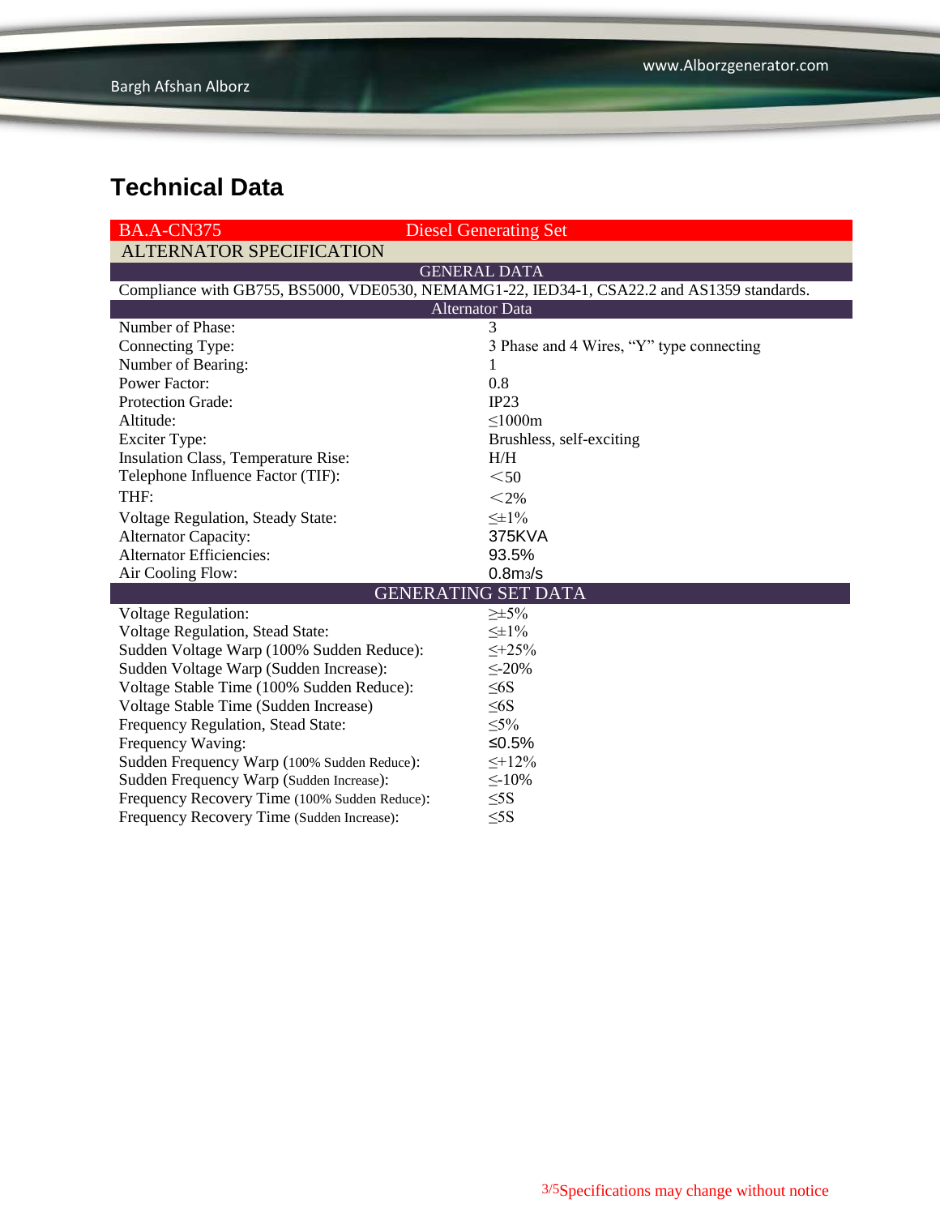# Technical Data

| BA.A-CN375 | Diesel Generating Set |
|---|---|
| **ALTERNATOR SPECIFICATION** | |
| **GENERAL DATA** | |
| Compliance with GB755, BS5000, VDE0530, NEMAMG1-22, IED34-1, CSA22.2 and AS1359 standards. | |
| **Alternator Data** | |
| Number of Phase: | 3 |
| Connecting Type: | 3 Phase and 4 Wires, “Y” type connecting |
| Number of Bearing: | 1 |
| Power Factor: | 0.8 |
| Protection Grade: | IP23 |
| Altitude: | ≤1000m |
| Exciter Type: | Brushless, self-exciting |
| Insulation Class, Temperature Rise: | H/H |
| Telephone Influence Factor (TIF): | <50 |
| THF: | <2% |
| Voltage Regulation, Steady State: | ≤±1% |
| Alternator Capacity: | 375KVA |
| Alternator Efficiencies: | 93.5% |
| Air Cooling Flow: | 0.8$m^3$/s |
| **GENERATING SET DATA** | |
| Voltage Regulation: | ≥±5% |
| Voltage Regulation, Stead State: | ≤±1% |
| Sudden Voltage Warp (100% Sudden Reduce): | ≤+25% |
| Sudden Voltage Warp (Sudden Increase): | ≤-20% |
| Voltage Stable Time (100% Sudden Reduce): | ≤6S |
| Voltage Stable Time (Sudden Increase) | ≤6S |
| Frequency Regulation, Stead State: | ≤5% |
| Frequency Waving: | ≤0.5% |
| Sudden Frequency Warp (100% Sudden Reduce): | ≤+12% |
| Sudden Frequency Warp (Sudden Increase): | ≤-10% |
| Frequency Recovery Time (100% Sudden Reduce): | ≤5S |
| Frequency Recovery Time (Sudden Increase): | ≤5S |

Specifications may change without notice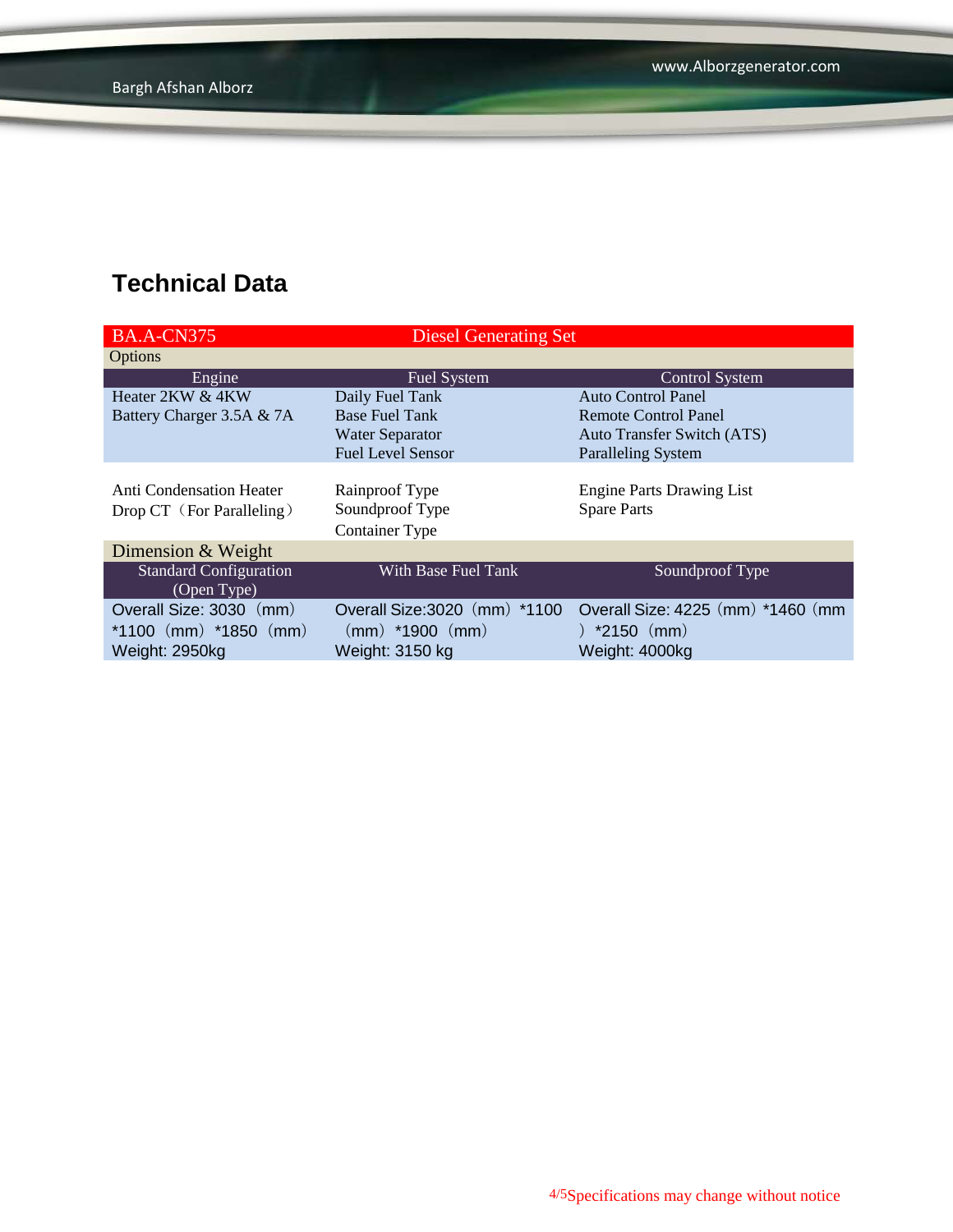## Technical Data

| BA.A-CN375 | Diesel Generating Set | |
|---|---|---|
| Options | | |
| Engine | Fuel System | Control System |
| Heater 2KW & 4KW<br>Battery Charger 3.5A & 7A | Daily Fuel Tank<br>Base Fuel Tank<br>Water Separator<br>Fuel Level Sensor | Auto Control Panel<br>Remote Control Panel<br>Auto Transfer Switch (ATS)<br>Paralleling System |
| Anti Condensation Heater<br>Drop CT（For Paralleling） | Rainproof Type<br>Soundproof Type<br>Container Type | Engine Parts Drawing List<br>Spare Parts |
| Dimension & Weight | | |
| Standard Configuration (Open Type) | With Base Fuel Tank | Soundproof Type |
| Overall Size: 3030（mm）*1100（mm）*1850（mm）<br>Weight: 2950kg | Overall Size:3020（mm）*1100（mm）*1900（mm）<br>Weight: 3150 kg | Overall Size: 4225（mm）*1460（mm）*2150（mm）<br>Weight: 4000kg |

Specifications may change without notice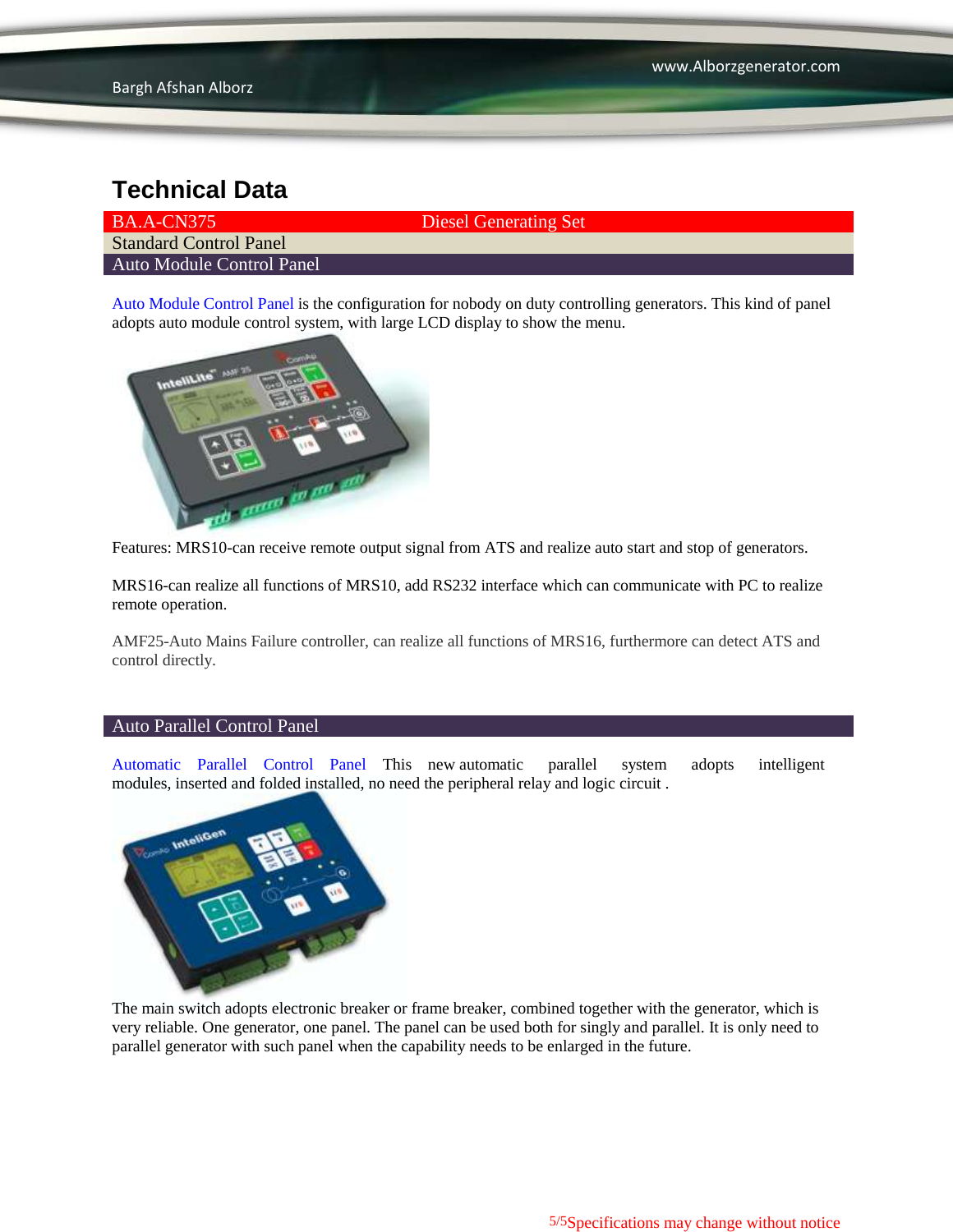# Technical Data

| BA.A-CN375 | Diesel Generating Set |
|---|---|
| Standard Control Panel | |

## Auto Module Control Panel

Auto Module Control Panel is the configuration for nobody on duty controlling generators. This kind of panel adopts auto module control system, with large LCD display to show the menu.

Features: MRS10-can receive remote output signal from ATS and realize auto start and stop of generators.

MRS16-can realize all functions of MRS10, add RS232 interface which can communicate with PC to realize remote operation.

AMF25-Auto Mains Failure controller, can realize all functions of MRS16, furthermore can detect ATS and control directly.

## Auto Parallel Control Panel

Automatic Parallel Control Panel This new automatic parallel system adopts intelligent modules, inserted and folded installed, no need the peripheral relay and logic circuit .

The main switch adopts electronic breaker or frame breaker, combined together with the generator, which is very reliable. One generator, one panel. The panel can be used both for singly and parallel. It is only need to parallel generator with such panel when the capability needs to be enlarged in the future.

Specifications may change without notice